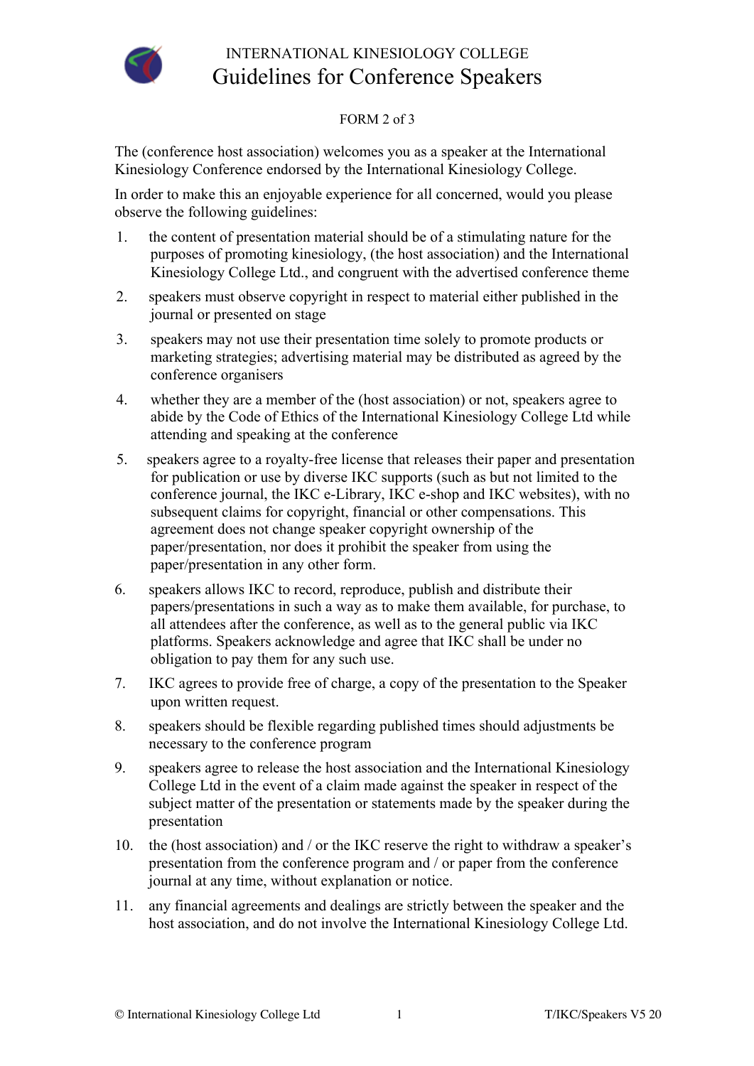# INTERNATIONAL KINESIOLOGY COLLEGE

## Guidelines for Conference Speakers

FORM 2 of 3

The (conference host association) welcomes you as a speaker at the International Kinesiology Conference endorsed by the International Kinesiology College.

In order to make this an enjoyable experience for all concerned, would you please observe the following guidelines:

1. the content of presentation material should be of a stimulating nature for the purposes of promoting kinesiology, (the host association) and the International Kinesiology College Ltd., and congruent with the advertised conference theme
2. speakers must observe copyright in respect to material either published in the journal or presented on stage
3. speakers may not use their presentation time solely to promote products or marketing strategies; advertising material may be distributed as agreed by the conference organisers
4. whether they are a member of the (host association) or not, speakers agree to abide by the Code of Ethics of the International Kinesiology College Ltd while attending and speaking at the conference
5. speakers agree to a royalty-free license that releases their paper and presentation for publication or use by diverse IKC supports (such as but not limited to the conference journal, the IKC e-Library, IKC e-shop and IKC websites), with no subsequent claims for copyright, financial or other compensations. This agreement does not change speaker copyright ownership of the paper/presentation, nor does it prohibit the speaker from using the paper/presentation in any other form.
6. speakers allows IKC to record, reproduce, publish and distribute their papers/presentations in such a way as to make them available, for purchase, to all attendees after the conference, as well as to the general public via IKC platforms. Speakers acknowledge and agree that IKC shall be under no obligation to pay them for any such use.
7. IKC agrees to provide free of charge, a copy of the presentation to the Speaker upon written request.
8. speakers should be flexible regarding published times should adjustments be necessary to the conference program
9. speakers agree to release the host association and the International Kinesiology College Ltd in the event of a claim made against the speaker in respect of the subject matter of the presentation or statements made by the speaker during the presentation
10. the (host association) and / or the IKC reserve the right to withdraw a speaker's presentation from the conference program and / or paper from the conference journal at any time, without explanation or notice.
11. any financial agreements and dealings are strictly between the speaker and the host association, and do not involve the International Kinesiology College Ltd.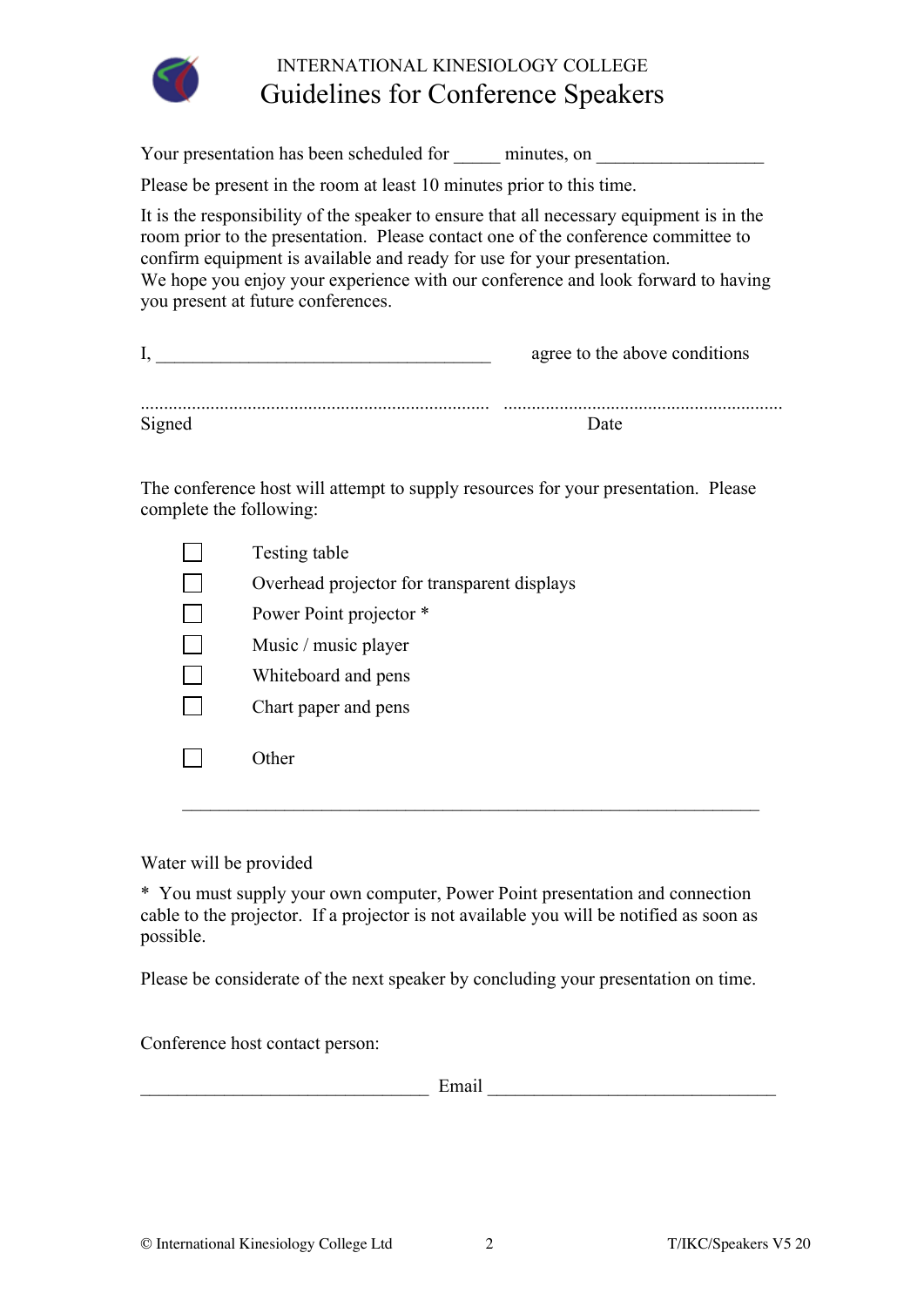INTERNATIONAL KINESIOLOGY COLLEGE

# Guidelines for Conference Speakers

Your presentation has been scheduled for _____ minutes, on __________________

Please be present in the room at least 10 minutes prior to this time.

It is the responsibility of the speaker to ensure that all necessary equipment is in the room prior to the presentation. Please contact one of the conference committee to confirm equipment is available and ready for use for your presentation.
We hope you enjoy your experience with our conference and look forward to having you present at future conferences.

I, ____________________________________ agree to the above conditions

.......................................................................... ............................................................

Signed Date

The conference host will attempt to supply resources for your presentation. Please complete the following:

- ☐ Testing table
- ☐ Overhead projector for transparent displays
- ☐ Power Point projector *
- ☐ Music / music player
- ☐ Whiteboard and pens
- ☐ Chart paper and pens
- ☐ Other

______________________________________________________________

Water will be provided

* You must supply your own computer, Power Point presentation and connection cable to the projector. If a projector is not available you will be notified as soon as possible.

Please be considerate of the next speaker by concluding your presentation on time.

Conference host contact person:

_______________________________ Email _______________________________

© International Kinesiology College Ltd T/IKC/Speakers V5 20